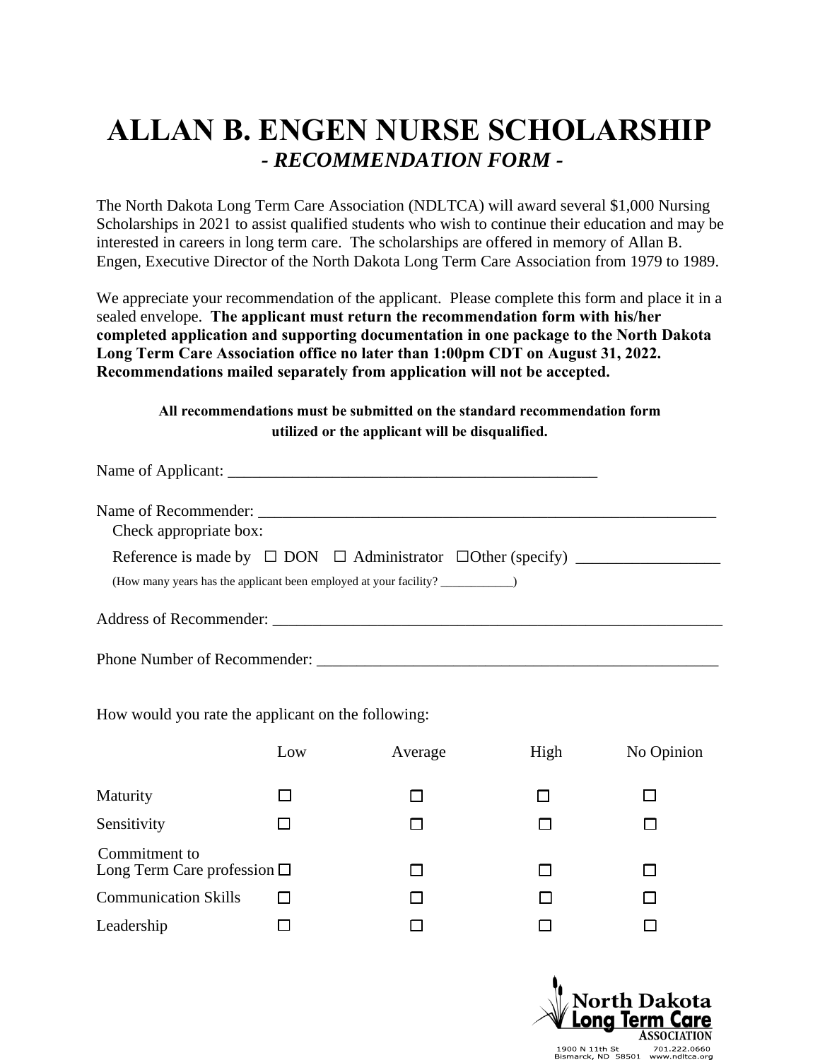# ALLAN B. ENGEN NURSE SCHOLARSHIP

## *- RECOMMENDATION FORM -*

The North Dakota Long Term Care Association (NDLTCA) will award several $1,000 Nursing Scholarships in 2021 to assist qualified students who wish to continue their education and may be interested in careers in long term care. The scholarships are offered in memory of Allan B. Engen, Executive Director of the North Dakota Long Term Care Association from 1979 to 1989.

We appreciate your recommendation of the applicant. Please complete this form and place it in a sealed envelope. **The applicant must return the recommendation form with his/her completed application and supporting documentation in one package to the North Dakota Long Term Care Association office no later than 1:00pm CDT on August 31, 2022. Recommendations mailed separately from application will not be accepted.**

**All recommendations must be submitted on the standard recommendation form utilized or the applicant will be disqualified.**

Name of Applicant: ________________________________________________

Name of Recommender: ________________________________________________________

Check appropriate box:

Reference is made by ☐ DON ☐ Administrator ☐Other (specify) _________________

(How many years has the applicant been employed at your facility? ____________)

Address of Recommender: _______________________________________________________

Phone Number of Recommender: ____________________________________________________

How would you rate the applicant on the following:

| | Low | Average | High | No Opinion |
|---|---|---|---|---|
| Maturity | ☐ | ☐ | ☐ | ☐ |
| Sensitivity | ☐ | ☐ | ☐ | ☐ |
| Commitment to Long Term Care profession | ☐ | ☐ | ☐ | ☐ |
| Communication Skills | ☐ | ☐ | ☐ | ☐ |
| Leadership | ☐ | ☐ | ☐ | ☐ |

North Dakota Long Term Care Association
1900 N 11th St, Bismarck, ND 58501 701.222.0660 www.ndltca.org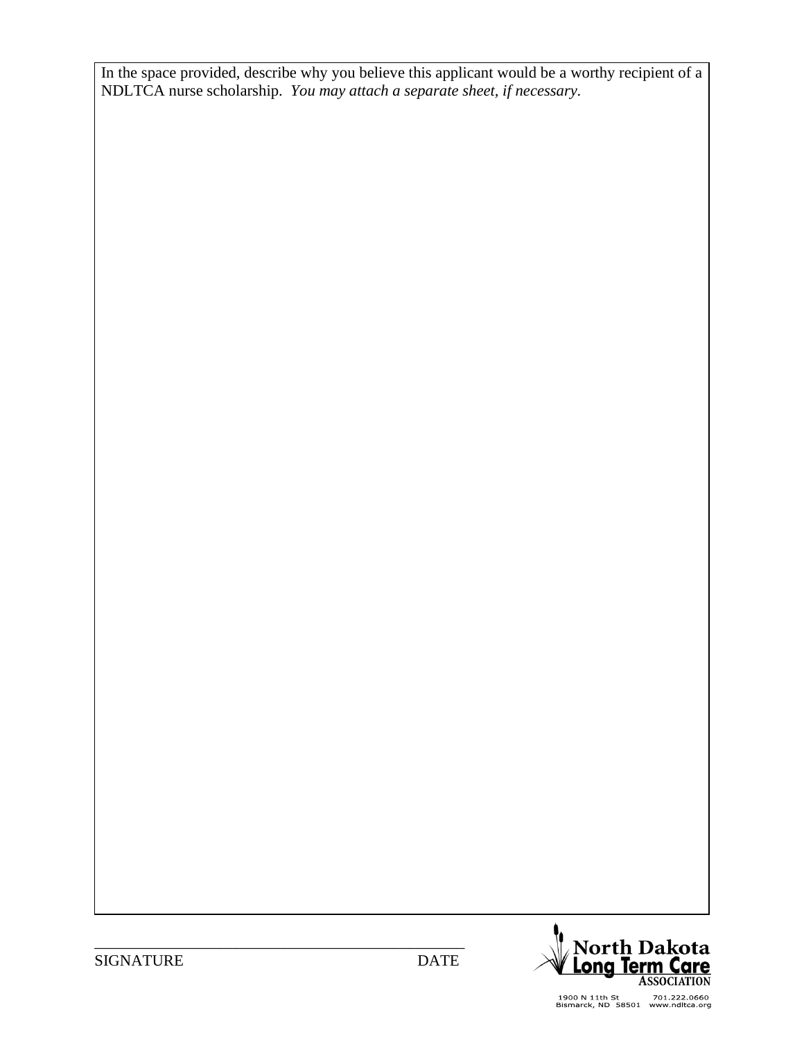In the space provided, describe why you believe this applicant would be a worthy recipient of a NDLTCA nurse scholarship. *You may attach a separate sheet, if necessary.*

_______________________________________________

SIGNATURE DATE

North Dakota
Long Term Care
ASSOCIATION

1900 N 11th St 701.222.0660
Bismarck, ND 58501 www.ndltca.org